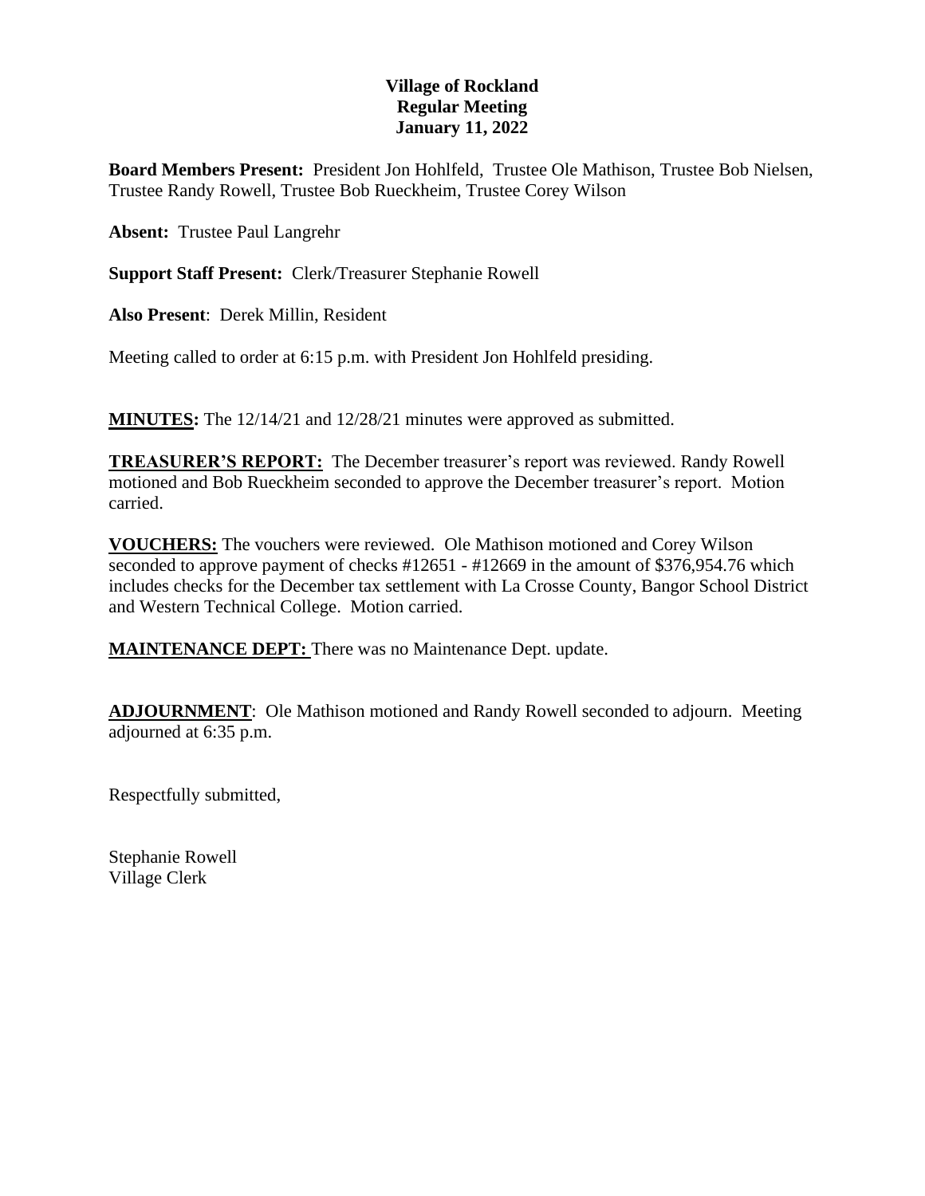# Village of Rockland
## Regular Meeting
## January 11, 2022

**Board Members Present:** President Jon Hohlfeld, Trustee Ole Mathison, Trustee Bob Nielsen, Trustee Randy Rowell, Trustee Bob Rueckheim, Trustee Corey Wilson

**Absent:** Trustee Paul Langrehr

**Support Staff Present:** Clerk/Treasurer Stephanie Rowell

**Also Present**: Derek Millin, Resident

Meeting called to order at 6:15 p.m. with President Jon Hohlfeld presiding.

**MINUTES:** The 12/14/21 and 12/28/21 minutes were approved as submitted.

**TREASURER'S REPORT:** The December treasurer's report was reviewed. Randy Rowell motioned and Bob Rueckheim seconded to approve the December treasurer's report. Motion carried.

**VOUCHERS:** The vouchers were reviewed. Ole Mathison motioned and Corey Wilson seconded to approve payment of checks #12651 - #12669 in the amount of $376,954.76 which includes checks for the December tax settlement with La Crosse County, Bangor School District and Western Technical College. Motion carried.

**MAINTENANCE DEPT:** There was no Maintenance Dept. update.

**ADJOURNMENT**: Ole Mathison motioned and Randy Rowell seconded to adjourn. Meeting adjourned at 6:35 p.m.

Respectfully submitted,

Stephanie Rowell
Village Clerk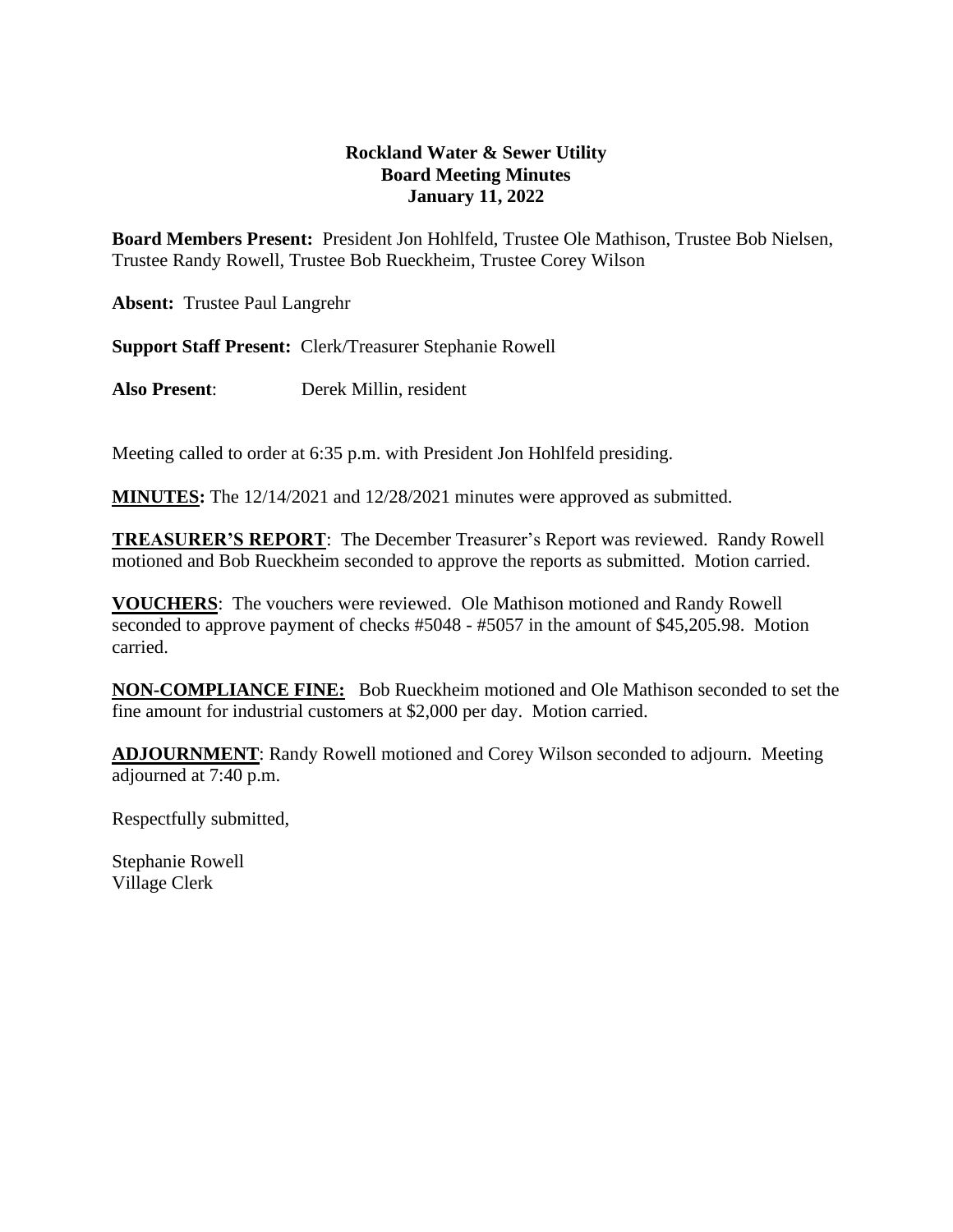**Rockland Water & Sewer Utility**
**Board Meeting Minutes**
**January 11, 2022**

**Board Members Present:** President Jon Hohlfeld, Trustee Ole Mathison, Trustee Bob Nielsen, Trustee Randy Rowell, Trustee Bob Rueckheim, Trustee Corey Wilson

**Absent:** Trustee Paul Langrehr

**Support Staff Present:** Clerk/Treasurer Stephanie Rowell

**Also Present**: Derek Millin, resident

Meeting called to order at 6:35 p.m. with President Jon Hohlfeld presiding.

**MINUTES:** The 12/14/2021 and 12/28/2021 minutes were approved as submitted.

**TREASURER'S REPORT**: The December Treasurer's Report was reviewed. Randy Rowell motioned and Bob Rueckheim seconded to approve the reports as submitted. Motion carried.

**VOUCHERS**: The vouchers were reviewed. Ole Mathison motioned and Randy Rowell seconded to approve payment of checks #5048 - #5057 in the amount of $45,205.98. Motion carried.

**NON-COMPLIANCE FINE:** Bob Rueckheim motioned and Ole Mathison seconded to set the fine amount for industrial customers at $2,000 per day. Motion carried.

**ADJOURNMENT**: Randy Rowell motioned and Corey Wilson seconded to adjourn. Meeting adjourned at 7:40 p.m.

Respectfully submitted,

Stephanie Rowell
Village Clerk